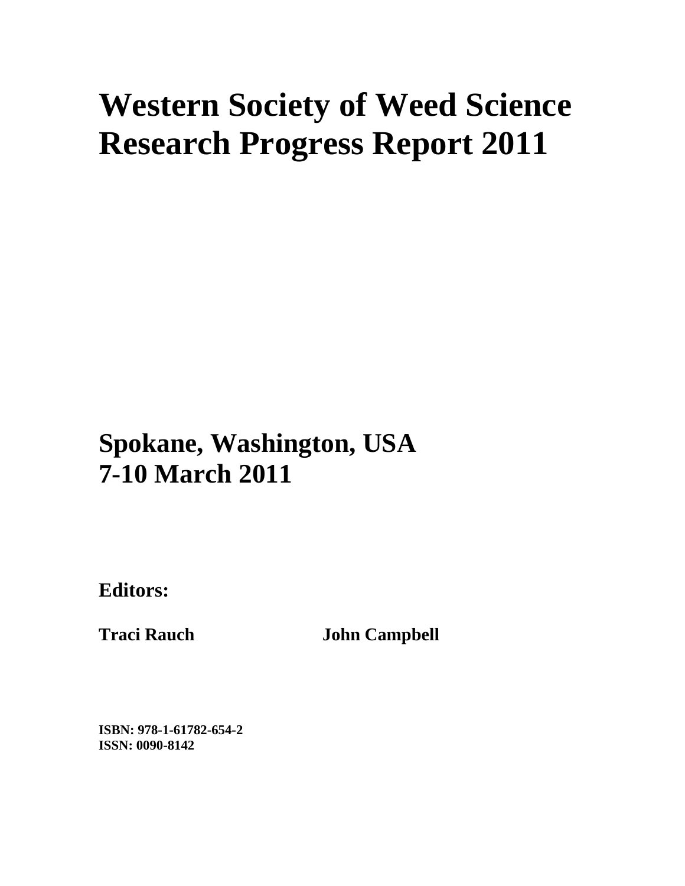# Western Society of Weed Science Research Progress Report 2011

## Spokane, Washington, USA
## 7-10 March 2011

**Editors:**

**Traci Rauch** **John Campbell**

**ISBN: 978-1-61782-654-2**
**ISSN: 0090-8142**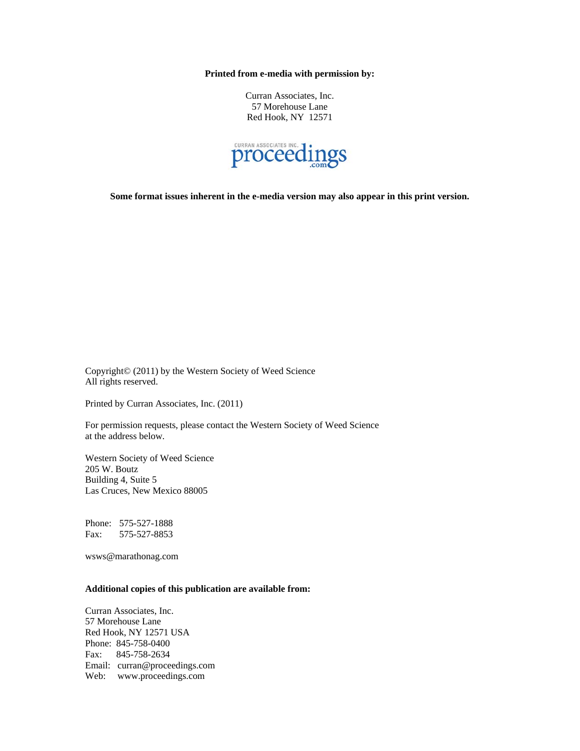**Printed from e-media with permission by:**

Curran Associates, Inc.
57 Morehouse Lane
Red Hook, NY 12571

**Some format issues inherent in the e-media version may also appear in this print version.**

Copyright© (2011) by the Western Society of Weed Science
All rights reserved.

Printed by Curran Associates, Inc. (2011)

For permission requests, please contact the Western Society of Weed Science at the address below.

Western Society of Weed Science
205 W. Boutz
Building 4, Suite 5
Las Cruces, New Mexico 88005

Phone: 575-527-1888
Fax: 575-527-8853

wsws@marathonag.com

**Additional copies of this publication are available from:**

Curran Associates, Inc.
57 Morehouse Lane
Red Hook, NY 12571 USA
Phone: 845-758-0400
Fax: 845-758-2634
Email: curran@proceedings.com
Web: www.proceedings.com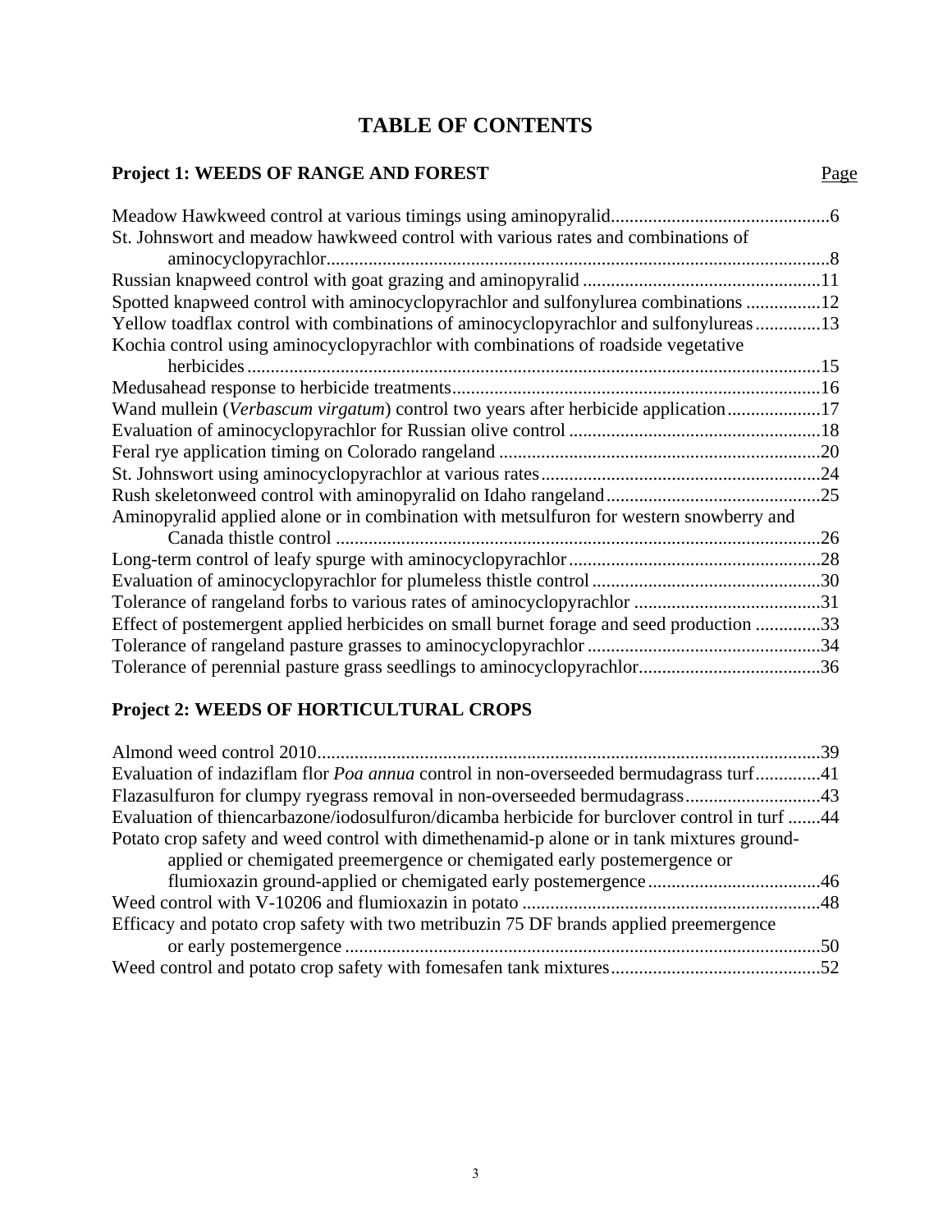# TABLE OF CONTENTS

## Project 1: WEEDS OF RANGE AND FOREST

Page

Meadow Hawkweed control at various timings using aminopyralid...6

St. Johnswort and meadow hawkweed control with various rates and combinations of aminocyclopyrachlor...8

Russian knapweed control with goat grazing and aminopyralid...11

Spotted knapweed control with aminocyclopyrachlor and sulfonylurea combinations...12

Yellow toadflax control with combinations of aminocyclopyrachlor and sulfonylureas...13

Kochia control using aminocyclopyrachlor with combinations of roadside vegetative herbicides...15

Medusahead response to herbicide treatments...16

Wand mullein (*Verbascum virgatum*) control two years after herbicide application...17

Evaluation of aminocyclopyrachlor for Russian olive control...18

Feral rye application timing on Colorado rangeland...20

St. Johnswort using aminocyclopyrachlor at various rates...24

Rush skeletonweed control with aminopyralid on Idaho rangeland...25

Aminopyralid applied alone or in combination with metsulfuron for western snowberry and Canada thistle control...26

Long-term control of leafy spurge with aminocyclopyrachlor...28

Evaluation of aminocyclopyrachlor for plumeless thistle control...30

Tolerance of rangeland forbs to various rates of aminocyclopyrachlor...31

Effect of postemergent applied herbicides on small burnet forage and seed production...33

Tolerance of rangeland pasture grasses to aminocyclopyrachlor...34

Tolerance of perennial pasture grass seedlings to aminocyclopyrachlor...36

## Project 2: WEEDS OF HORTICULTURAL CROPS

Almond weed control 2010...39

Evaluation of indaziflam flor *Poa annua* control in non-overseeded bermudagrass turf...41

Flazasulfuron for clumpy ryegrass removal in non-overseeded bermudagrass...43

Evaluation of thiencarbazone/iodosulfuron/dicamba herbicide for burclover control in turf...44

Potato crop safety and weed control with dimethenamid-p alone or in tank mixtures ground-applied or chemigated preemergence or chemigated early postemergence or flumioxazin ground-applied or chemigated early postemergence...46

Weed control with V-10206 and flumioxazin in potato...48

Efficacy and potato crop safety with two metribuzin 75 DF brands applied preemergence or early postemergence...50

Weed control and potato crop safety with fomesafen tank mixtures...52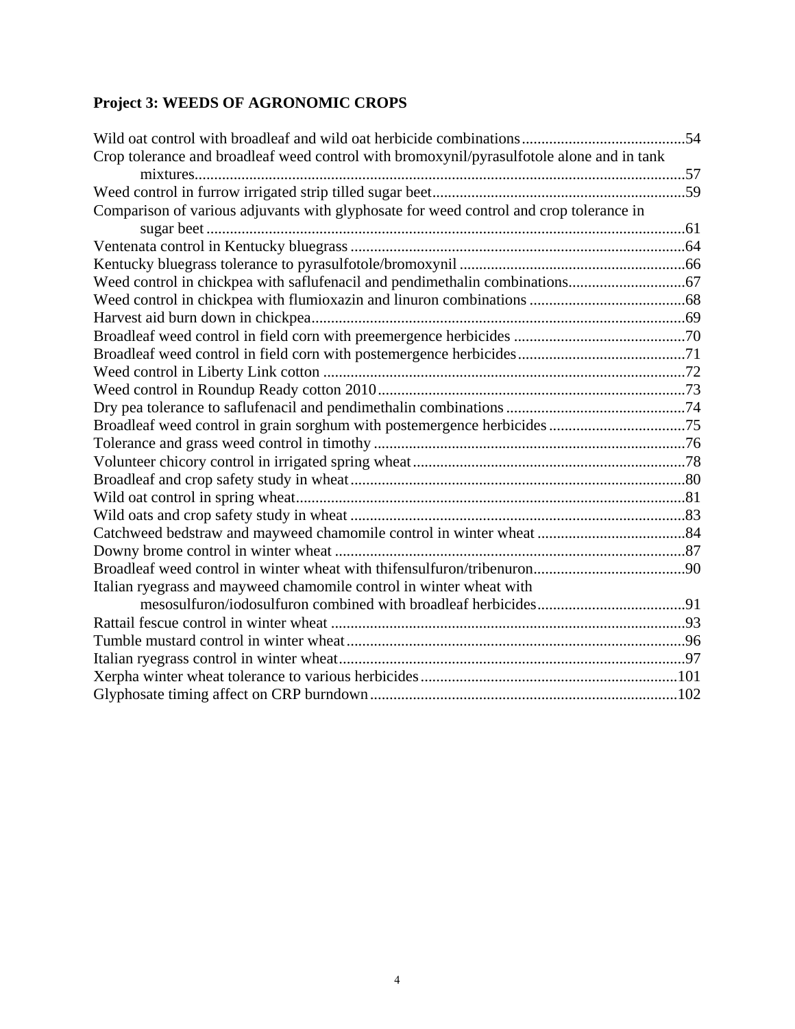## Project 3: WEEDS OF AGRONOMIC CROPS

Wild oat control with broadleaf and wild oat herbicide combinations..........................................54
Crop tolerance and broadleaf weed control with bromoxynil/pyrasulfotole alone and in tank mixtures..............................................................................................................................57
Weed control in furrow irrigated strip tilled sugar beet.................................................................59
Comparison of various adjuvants with glyphosate for weed control and crop tolerance in sugar beet ..........................................................................................................................61
Ventenata control in Kentucky bluegrass ......................................................................................64
Kentucky bluegrass tolerance to pyrasulfotole/bromoxynil ..........................................................66
Weed control in chickpea with saflufenacil and pendimethalin combinations..............................67
Weed control in chickpea with flumioxazin and linuron combinations ........................................68
Harvest aid burn down in chickpea................................................................................................69
Broadleaf weed control in field corn with preemergence herbicides ............................................70
Broadleaf weed control in field corn with postemergence herbicides...........................................71
Weed control in Liberty Link cotton .............................................................................................72
Weed control in Roundup Ready cotton 2010...............................................................................73
Dry pea tolerance to saflufenacil and pendimethalin combinations ..............................................74
Broadleaf weed control in grain sorghum with postemergence herbicides ...................................75
Tolerance and grass weed control in timothy ................................................................................76
Volunteer chicory control in irrigated spring wheat......................................................................78
Broadleaf and crop safety study in wheat......................................................................................80
Wild oat control in spring wheat....................................................................................................81
Wild oats and crop safety study in wheat ......................................................................................83
Catchweed bedstraw and mayweed chamomile control in winter wheat ......................................84
Downy brome control in winter wheat ..........................................................................................87
Broadleaf weed control in winter wheat with thifensulfuron/tribenuron.......................................90
Italian ryegrass and mayweed chamomile control in winter wheat with mesosulfuron/iodosulfuron combined with broadleaf herbicides......................................91
Rattail fescue control in winter wheat ...........................................................................................93
Tumble mustard control in winter wheat.......................................................................................96
Italian ryegrass control in winter wheat.........................................................................................97
Xerpha winter wheat tolerance to various herbicides..................................................................101
Glyphosate timing affect on CRP burndown...............................................................................102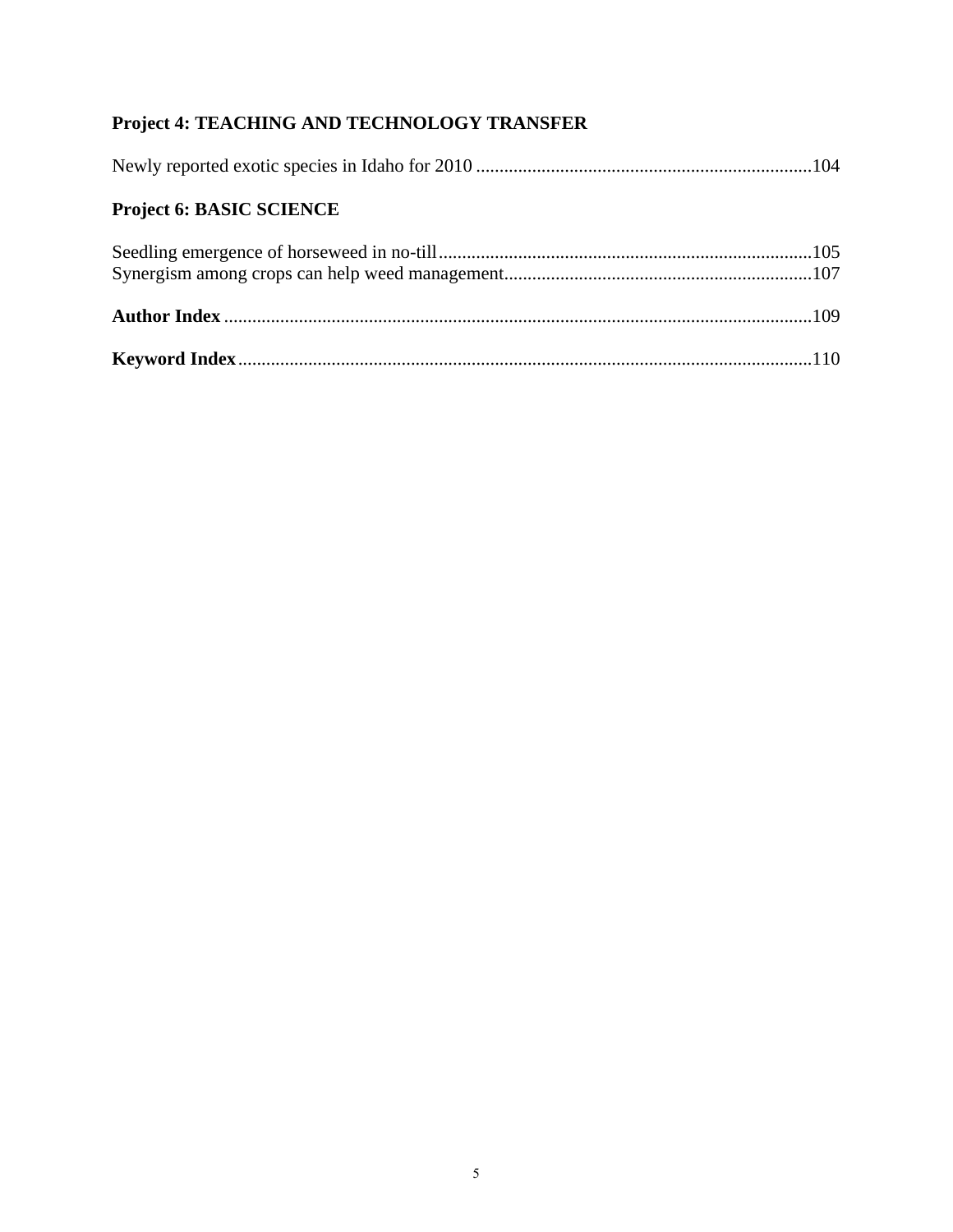## Project 4: TEACHING AND TECHNOLOGY TRANSFER

Newly reported exotic species in Idaho for 2010 ........................................................................104

## Project 6: BASIC SCIENCE

Seedling emergence of horseweed in no-till................................................................................105
Synergism among crops can help weed management..................................................................107

**Author Index** ..............................................................................................................................109

**Keyword Index**..........................................................................................................................110